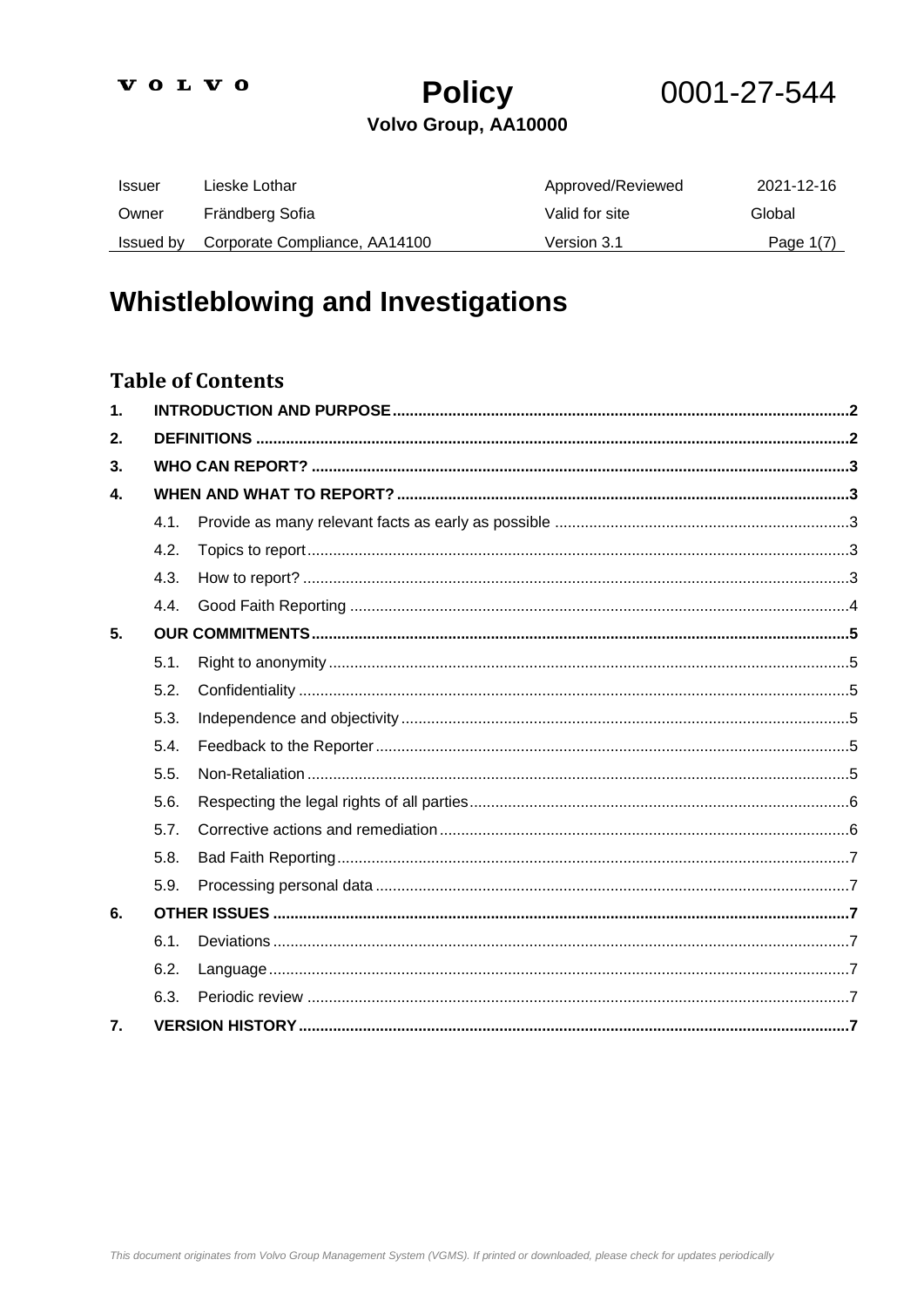VOLVO

**Policy** 0001-27-544

**Volvo Group, AA10000**

| Issuer | Lieske Lothar | Approved/Reviewed | 2021-12-16 |
|---|---|---|---|
| Owner | Frändberg Sofia | Valid for site | Global |
| Issued by | Corporate Compliance, AA14100 | Version 3.1 | Page 1(7) |

# Whistleblowing and Investigations

## Table of Contents

1. INTRODUCTION AND PURPOSE ..... 2
2. DEFINITIONS ..... 2
3. WHO CAN REPORT? ..... 3
4. WHEN AND WHAT TO REPORT? ..... 3
   - 4.1. Provide as many relevant facts as early as possible ..... 3
   - 4.2. Topics to report ..... 3
   - 4.3. How to report? ..... 3
   - 4.4. Good Faith Reporting ..... 4
5. OUR COMMITMENTS ..... 5
   - 5.1. Right to anonymity ..... 5
   - 5.2. Confidentiality ..... 5
   - 5.3. Independence and objectivity ..... 5
   - 5.4. Feedback to the Reporter ..... 5
   - 5.5. Non-Retaliation ..... 5
   - 5.6. Respecting the legal rights of all parties ..... 6
   - 5.7. Corrective actions and remediation ..... 6
   - 5.8. Bad Faith Reporting ..... 7
   - 5.9. Processing personal data ..... 7
6. OTHER ISSUES ..... 7
   - 6.1. Deviations ..... 7
   - 6.2. Language ..... 7
   - 6.3. Periodic review ..... 7
7. VERSION HISTORY ..... 7

*This document originates from Volvo Group Management System (VGMS). If printed or downloaded, please check for updates periodically*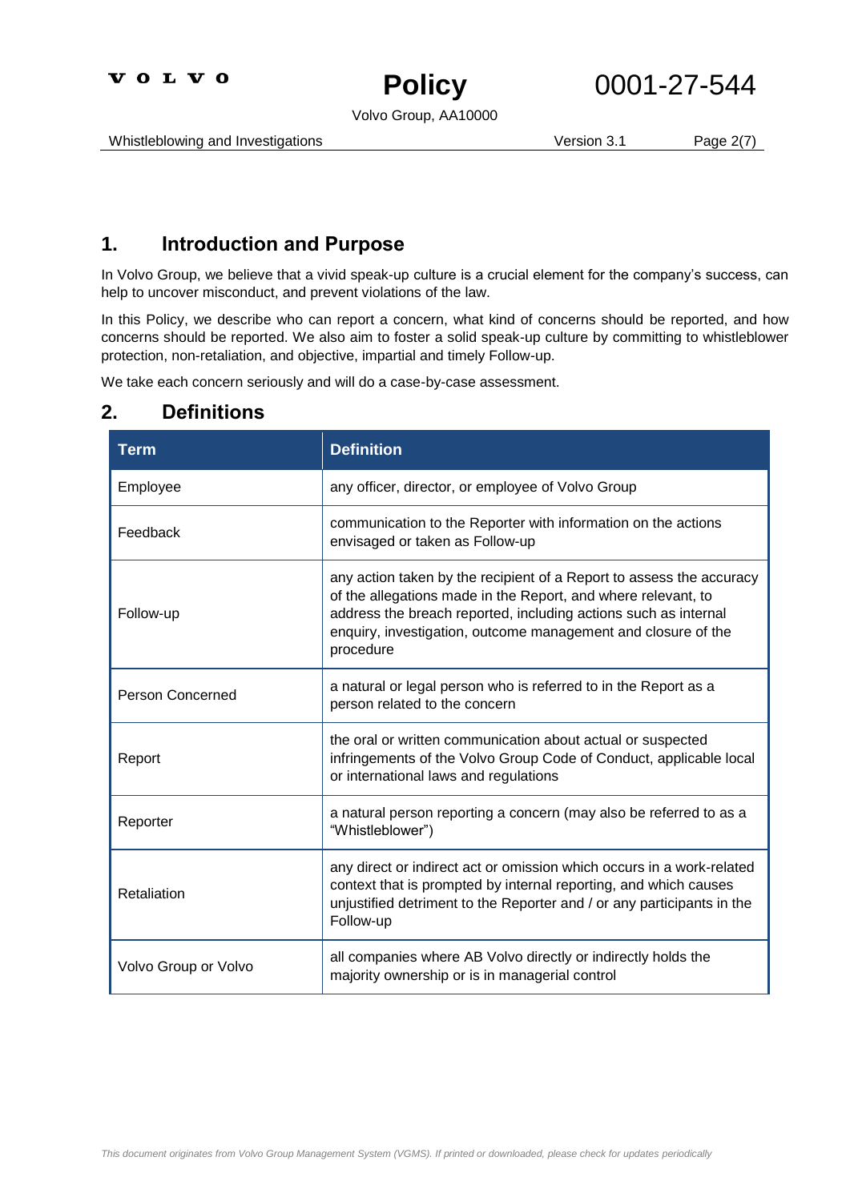## 1. Introduction and Purpose

In Volvo Group, we believe that a vivid speak-up culture is a crucial element for the company's success, can help to uncover misconduct, and prevent violations of the law.

In this Policy, we describe who can report a concern, what kind of concerns should be reported, and how concerns should be reported. We also aim to foster a solid speak-up culture by committing to whistleblower protection, non-retaliation, and objective, impartial and timely Follow-up.

We take each concern seriously and will do a case-by-case assessment.

## 2. Definitions

| Term | Definition |
|---|---|
| Employee | any officer, director, or employee of Volvo Group |
| Feedback | communication to the Reporter with information on the actions envisaged or taken as Follow-up |
| Follow-up | any action taken by the recipient of a Report to assess the accuracy of the allegations made in the Report, and where relevant, to address the breach reported, including actions such as internal enquiry, investigation, outcome management and closure of the procedure |
| Person Concerned | a natural or legal person who is referred to in the Report as a person related to the concern |
| Report | the oral or written communication about actual or suspected infringements of the Volvo Group Code of Conduct, applicable local or international laws and regulations |
| Reporter | a natural person reporting a concern (may also be referred to as a "Whistleblower") |
| Retaliation | any direct or indirect act or omission which occurs in a work-related context that is prompted by internal reporting, and which causes unjustified detriment to the Reporter and / or any participants in the Follow-up |
| Volvo Group or Volvo | all companies where AB Volvo directly or indirectly holds the majority ownership or is in managerial control |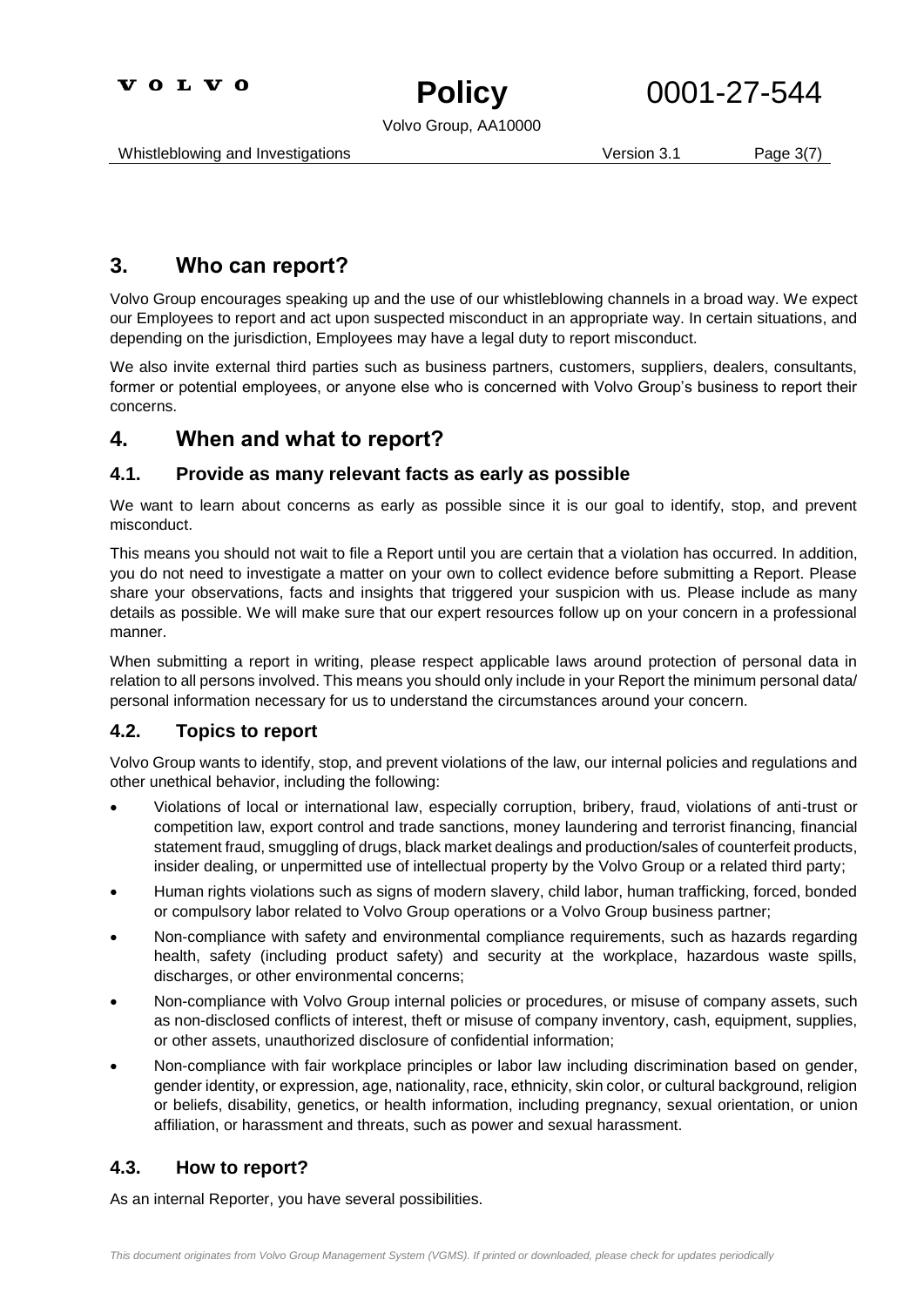## 3. Who can report?

Volvo Group encourages speaking up and the use of our whistleblowing channels in a broad way. We expect our Employees to report and act upon suspected misconduct in an appropriate way. In certain situations, and depending on the jurisdiction, Employees may have a legal duty to report misconduct.

We also invite external third parties such as business partners, customers, suppliers, dealers, consultants, former or potential employees, or anyone else who is concerned with Volvo Group's business to report their concerns.

## 4. When and what to report?

### 4.1. Provide as many relevant facts as early as possible

We want to learn about concerns as early as possible since it is our goal to identify, stop, and prevent misconduct.

This means you should not wait to file a Report until you are certain that a violation has occurred. In addition, you do not need to investigate a matter on your own to collect evidence before submitting a Report. Please share your observations, facts and insights that triggered your suspicion with us. Please include as many details as possible. We will make sure that our expert resources follow up on your concern in a professional manner.

When submitting a report in writing, please respect applicable laws around protection of personal data in relation to all persons involved. This means you should only include in your Report the minimum personal data/ personal information necessary for us to understand the circumstances around your concern.

### 4.2. Topics to report

Volvo Group wants to identify, stop, and prevent violations of the law, our internal policies and regulations and other unethical behavior, including the following:

- Violations of local or international law, especially corruption, bribery, fraud, violations of anti-trust or competition law, export control and trade sanctions, money laundering and terrorist financing, financial statement fraud, smuggling of drugs, black market dealings and production/sales of counterfeit products, insider dealing, or unpermitted use of intellectual property by the Volvo Group or a related third party;
- Human rights violations such as signs of modern slavery, child labor, human trafficking, forced, bonded or compulsory labor related to Volvo Group operations or a Volvo Group business partner;
- Non-compliance with safety and environmental compliance requirements, such as hazards regarding health, safety (including product safety) and security at the workplace, hazardous waste spills, discharges, or other environmental concerns;
- Non-compliance with Volvo Group internal policies or procedures, or misuse of company assets, such as non-disclosed conflicts of interest, theft or misuse of company inventory, cash, equipment, supplies, or other assets, unauthorized disclosure of confidential information;
- Non-compliance with fair workplace principles or labor law including discrimination based on gender, gender identity, or expression, age, nationality, race, ethnicity, skin color, or cultural background, religion or beliefs, disability, genetics, or health information, including pregnancy, sexual orientation, or union affiliation, or harassment and threats, such as power and sexual harassment.

### 4.3. How to report?

As an internal Reporter, you have several possibilities.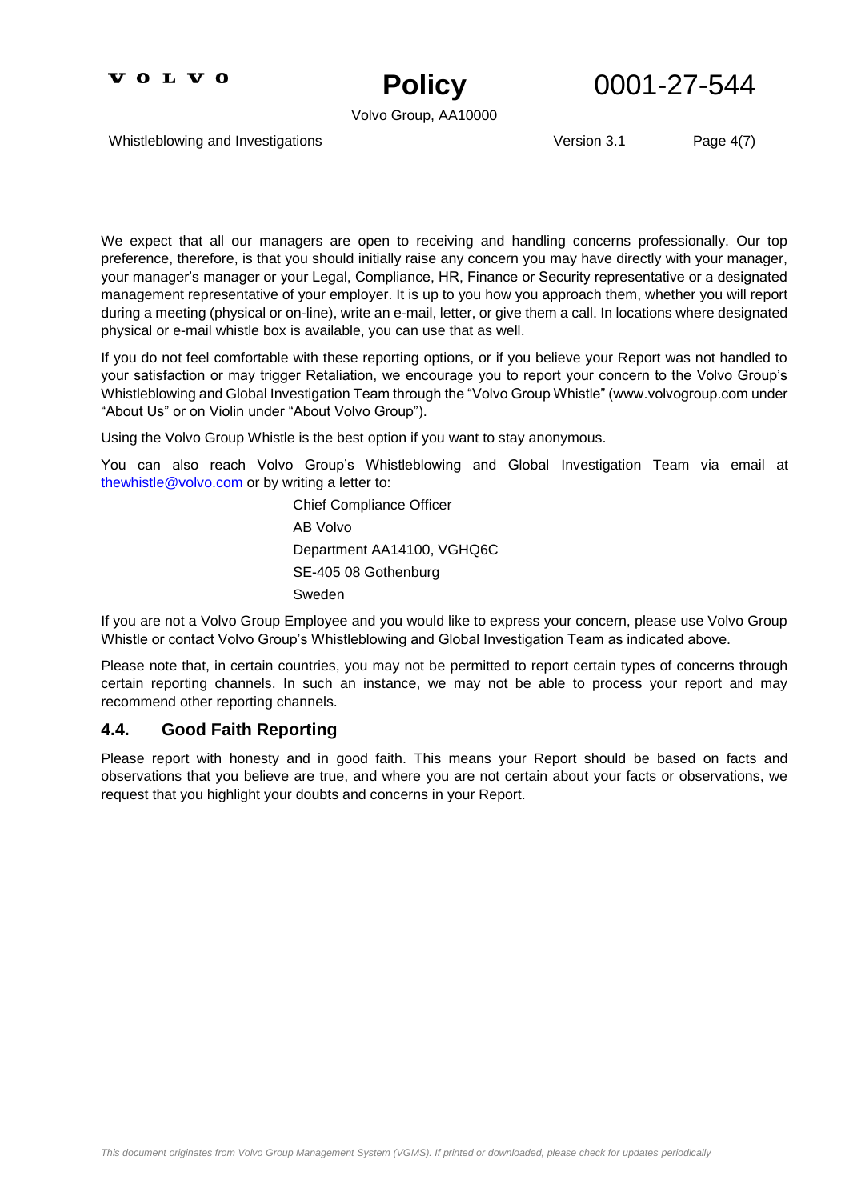We expect that all our managers are open to receiving and handling concerns professionally. Our top preference, therefore, is that you should initially raise any concern you may have directly with your manager, your manager's manager or your Legal, Compliance, HR, Finance or Security representative or a designated management representative of your employer. It is up to you how you approach them, whether you will report during a meeting (physical or on-line), write an e-mail, letter, or give them a call. In locations where designated physical or e-mail whistle box is available, you can use that as well.

If you do not feel comfortable with these reporting options, or if you believe your Report was not handled to your satisfaction or may trigger Retaliation, we encourage you to report your concern to the Volvo Group's Whistleblowing and Global Investigation Team through the "Volvo Group Whistle" (www.volvogroup.com under "About Us" or on Violin under "About Volvo Group").

Using the Volvo Group Whistle is the best option if you want to stay anonymous.

You can also reach Volvo Group's Whistleblowing and Global Investigation Team via email at thewhistle@volvo.com or by writing a letter to:

Chief Compliance Officer
AB Volvo
Department AA14100, VGHQ6C
SE-405 08 Gothenburg
Sweden

If you are not a Volvo Group Employee and you would like to express your concern, please use Volvo Group Whistle or contact Volvo Group's Whistleblowing and Global Investigation Team as indicated above.

Please note that, in certain countries, you may not be permitted to report certain types of concerns through certain reporting channels. In such an instance, we may not be able to process your report and may recommend other reporting channels.

### 4.4. Good Faith Reporting

Please report with honesty and in good faith. This means your Report should be based on facts and observations that you believe are true, and where you are not certain about your facts or observations, we request that you highlight your doubts and concerns in your Report.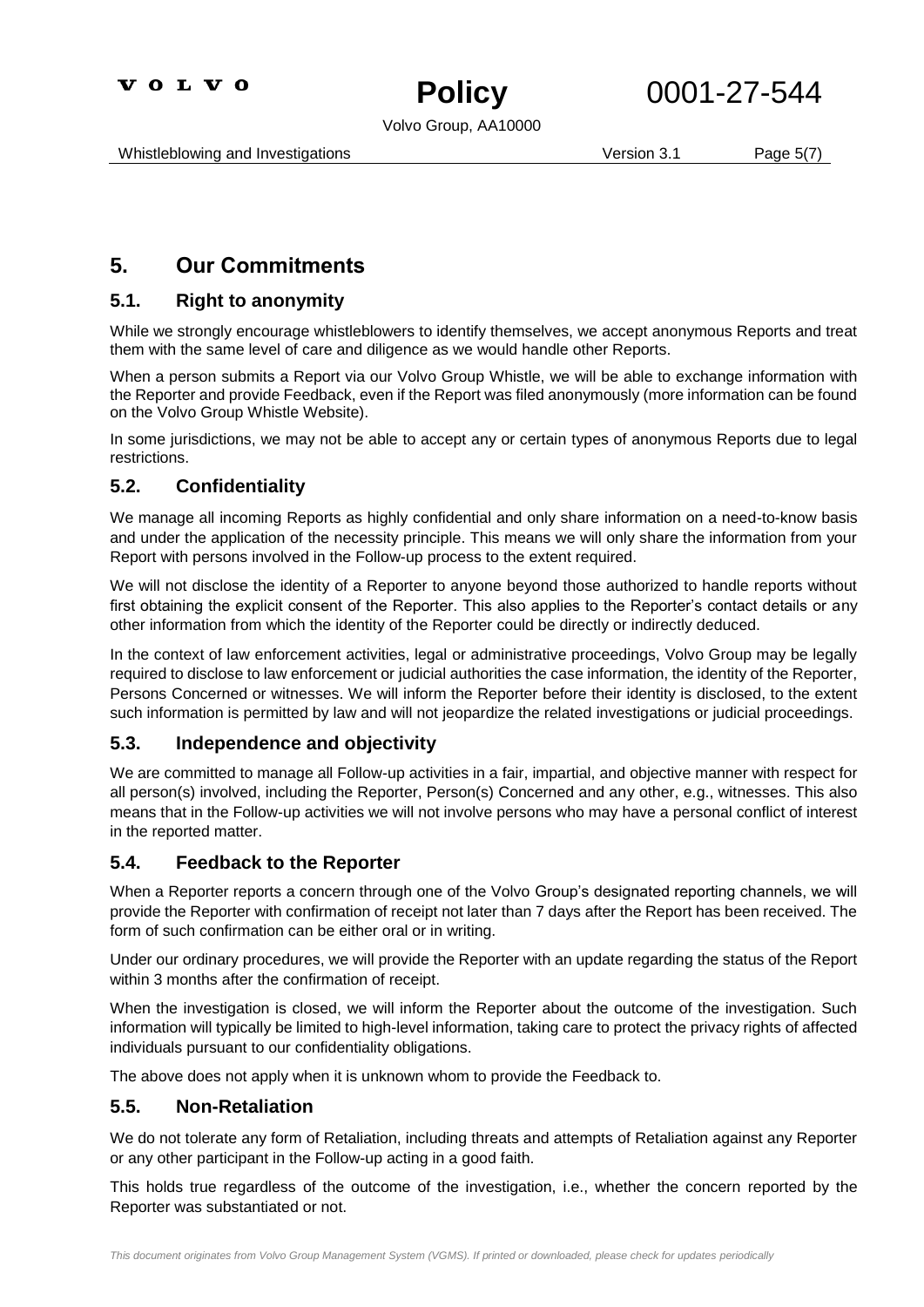## 5. Our Commitments

### 5.1. Right to anonymity

While we strongly encourage whistleblowers to identify themselves, we accept anonymous Reports and treat them with the same level of care and diligence as we would handle other Reports.

When a person submits a Report via our Volvo Group Whistle, we will be able to exchange information with the Reporter and provide Feedback, even if the Report was filed anonymously (more information can be found on the Volvo Group Whistle Website).

In some jurisdictions, we may not be able to accept any or certain types of anonymous Reports due to legal restrictions.

### 5.2. Confidentiality

We manage all incoming Reports as highly confidential and only share information on a need-to-know basis and under the application of the necessity principle. This means we will only share the information from your Report with persons involved in the Follow-up process to the extent required.

We will not disclose the identity of a Reporter to anyone beyond those authorized to handle reports without first obtaining the explicit consent of the Reporter. This also applies to the Reporter's contact details or any other information from which the identity of the Reporter could be directly or indirectly deduced.

In the context of law enforcement activities, legal or administrative proceedings, Volvo Group may be legally required to disclose to law enforcement or judicial authorities the case information, the identity of the Reporter, Persons Concerned or witnesses. We will inform the Reporter before their identity is disclosed, to the extent such information is permitted by law and will not jeopardize the related investigations or judicial proceedings.

### 5.3. Independence and objectivity

We are committed to manage all Follow-up activities in a fair, impartial, and objective manner with respect for all person(s) involved, including the Reporter, Person(s) Concerned and any other, e.g., witnesses. This also means that in the Follow-up activities we will not involve persons who may have a personal conflict of interest in the reported matter.

### 5.4. Feedback to the Reporter

When a Reporter reports a concern through one of the Volvo Group's designated reporting channels, we will provide the Reporter with confirmation of receipt not later than 7 days after the Report has been received. The form of such confirmation can be either oral or in writing.

Under our ordinary procedures, we will provide the Reporter with an update regarding the status of the Report within 3 months after the confirmation of receipt.

When the investigation is closed, we will inform the Reporter about the outcome of the investigation. Such information will typically be limited to high-level information, taking care to protect the privacy rights of affected individuals pursuant to our confidentiality obligations.

The above does not apply when it is unknown whom to provide the Feedback to.

### 5.5. Non-Retaliation

We do not tolerate any form of Retaliation, including threats and attempts of Retaliation against any Reporter or any other participant in the Follow-up acting in a good faith.

This holds true regardless of the outcome of the investigation, i.e., whether the concern reported by the Reporter was substantiated or not.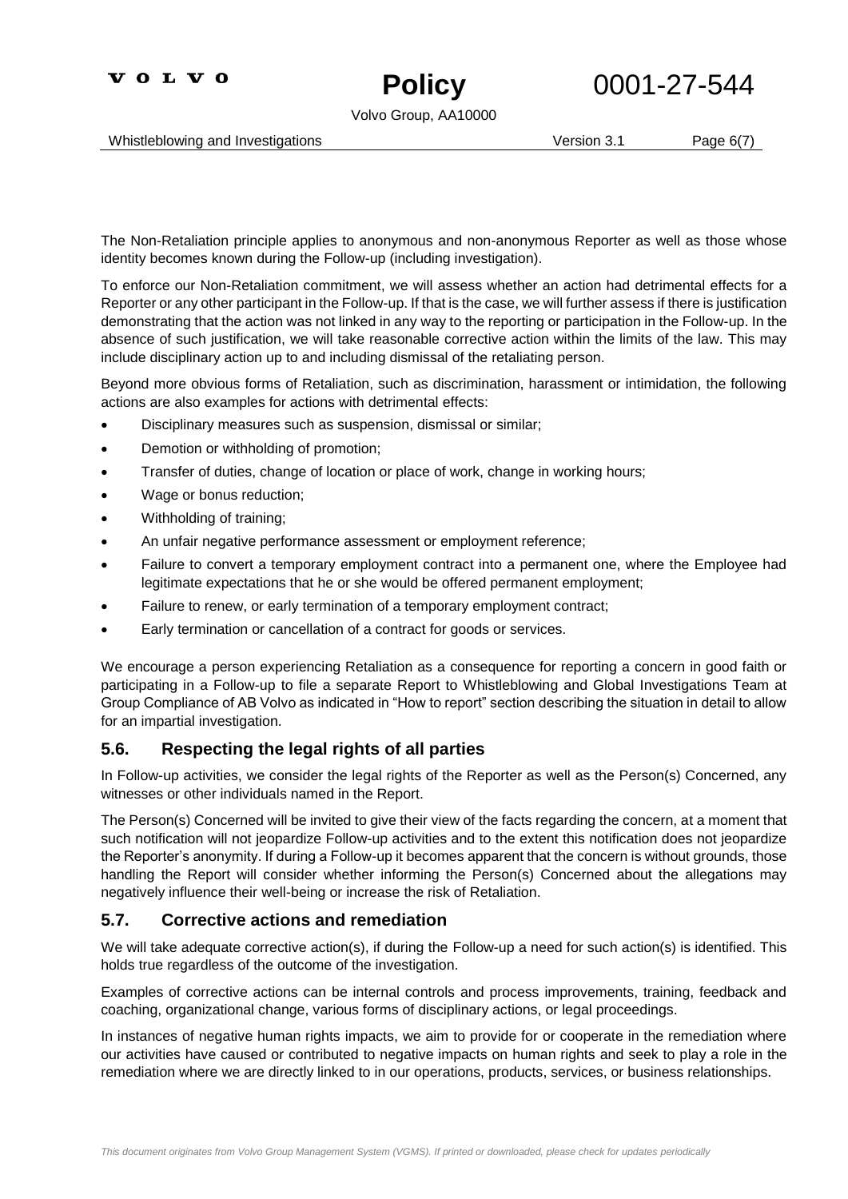The Non-Retaliation principle applies to anonymous and non-anonymous Reporter as well as those whose identity becomes known during the Follow-up (including investigation).

To enforce our Non-Retaliation commitment, we will assess whether an action had detrimental effects for a Reporter or any other participant in the Follow-up. If that is the case, we will further assess if there is justification demonstrating that the action was not linked in any way to the reporting or participation in the Follow-up. In the absence of such justification, we will take reasonable corrective action within the limits of the law. This may include disciplinary action up to and including dismissal of the retaliating person.

Beyond more obvious forms of Retaliation, such as discrimination, harassment or intimidation, the following actions are also examples for actions with detrimental effects:

- Disciplinary measures such as suspension, dismissal or similar;
- Demotion or withholding of promotion;
- Transfer of duties, change of location or place of work, change in working hours;
- Wage or bonus reduction;
- Withholding of training;
- An unfair negative performance assessment or employment reference;
- Failure to convert a temporary employment contract into a permanent one, where the Employee had legitimate expectations that he or she would be offered permanent employment;
- Failure to renew, or early termination of a temporary employment contract;
- Early termination or cancellation of a contract for goods or services.

We encourage a person experiencing Retaliation as a consequence for reporting a concern in good faith or participating in a Follow-up to file a separate Report to Whistleblowing and Global Investigations Team at Group Compliance of AB Volvo as indicated in "How to report" section describing the situation in detail to allow for an impartial investigation.

## 5.6. Respecting the legal rights of all parties

In Follow-up activities, we consider the legal rights of the Reporter as well as the Person(s) Concerned, any witnesses or other individuals named in the Report.

The Person(s) Concerned will be invited to give their view of the facts regarding the concern, at a moment that such notification will not jeopardize Follow-up activities and to the extent this notification does not jeopardize the Reporter's anonymity. If during a Follow-up it becomes apparent that the concern is without grounds, those handling the Report will consider whether informing the Person(s) Concerned about the allegations may negatively influence their well-being or increase the risk of Retaliation.

## 5.7. Corrective actions and remediation

We will take adequate corrective action(s), if during the Follow-up a need for such action(s) is identified. This holds true regardless of the outcome of the investigation.

Examples of corrective actions can be internal controls and process improvements, training, feedback and coaching, organizational change, various forms of disciplinary actions, or legal proceedings.

In instances of negative human rights impacts, we aim to provide for or cooperate in the remediation where our activities have caused or contributed to negative impacts on human rights and seek to play a role in the remediation where we are directly linked to in our operations, products, services, or business relationships.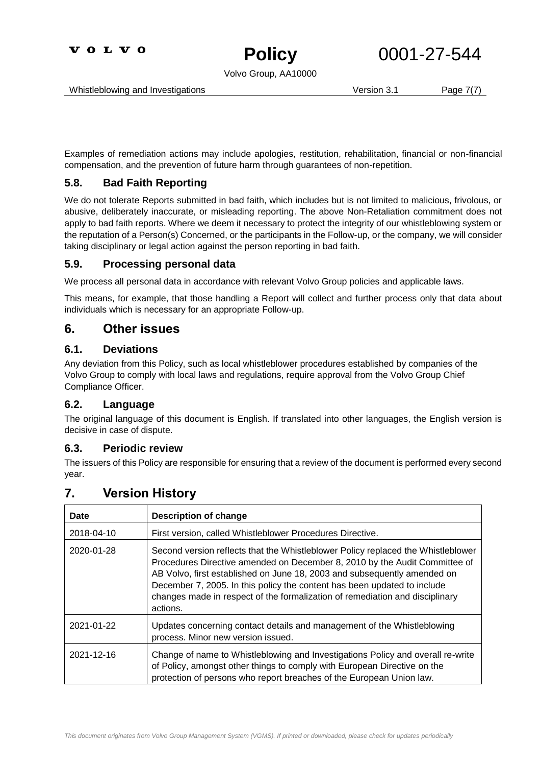Examples of remediation actions may include apologies, restitution, rehabilitation, financial or non-financial compensation, and the prevention of future harm through guarantees of non-repetition.

### 5.8. Bad Faith Reporting

We do not tolerate Reports submitted in bad faith, which includes but is not limited to malicious, frivolous, or abusive, deliberately inaccurate, or misleading reporting. The above Non-Retaliation commitment does not apply to bad faith reports. Where we deem it necessary to protect the integrity of our whistleblowing system or the reputation of a Person(s) Concerned, or the participants in the Follow-up, or the company, we will consider taking disciplinary or legal action against the person reporting in bad faith.

### 5.9. Processing personal data

We process all personal data in accordance with relevant Volvo Group policies and applicable laws.

This means, for example, that those handling a Report will collect and further process only that data about individuals which is necessary for an appropriate Follow-up.

## 6. Other issues

### 6.1. Deviations

Any deviation from this Policy, such as local whistleblower procedures established by companies of the Volvo Group to comply with local laws and regulations, require approval from the Volvo Group Chief Compliance Officer.

### 6.2. Language

The original language of this document is English. If translated into other languages, the English version is decisive in case of dispute.

### 6.3. Periodic review

The issuers of this Policy are responsible for ensuring that a review of the document is performed every second year.

## 7. Version History

| Date | Description of change |
| --- | --- |
| 2018-04-10 | First version, called Whistleblower Procedures Directive. |
| 2020-01-28 | Second version reflects that the Whistleblower Policy replaced the Whistleblower Procedures Directive amended on December 8, 2010 by the Audit Committee of AB Volvo, first established on June 18, 2003 and subsequently amended on December 7, 2005. In this policy the content has been updated to include changes made in respect of the formalization of remediation and disciplinary actions. |
| 2021-01-22 | Updates concerning contact details and management of the Whistleblowing process. Minor new version issued. |
| 2021-12-16 | Change of name to Whistleblowing and Investigations Policy and overall re-write of Policy, amongst other things to comply with European Directive on the protection of persons who report breaches of the European Union law. |